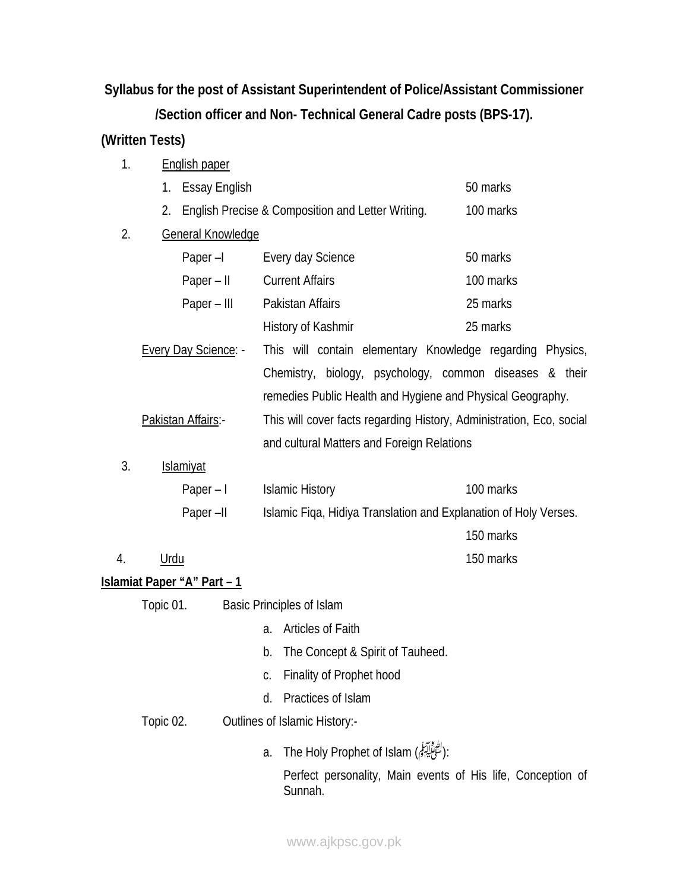**Syllabus for the post of Assistant Superintendent of Police/Assistant Commissioner /Section officer and Non- Technical General Cadre posts (BPS-17).**

**(Written Tests)**

1. <u>English paper</u>
   1. Essay English — 50 marks
   2. English Precise & Composition and Letter Writing. — 100 marks

2. <u>General Knowledge</u>

| | | |
|---|---|---|
| Paper –I | Every day Science | 50 marks |
| Paper – II | Current Affairs | 100 marks |
| Paper – III | Pakistan Affairs | 25 marks |
| | History of Kashmir | 25 marks |

<u>Every Day Science</u>: - This will contain elementary Knowledge regarding Physics, Chemistry, biology, psychology, common diseases & their remedies Public Health and Hygiene and Physical Geography.

<u>Pakistan Affairs</u>:- This will cover facts regarding History, Administration, Eco, social and cultural Matters and Foreign Relations

3. <u>Islamiyat</u>

| | | |
|---|---|---|
| Paper – I | Islamic History | 100 marks |
| Paper –II | Islamic Fiqa, Hidiya Translation and Explanation of Holy Verses. | 150 marks |

4. <u>Urdu</u> — 150 marks

**<u>Islamiat Paper "A" Part – 1</u>**

Topic 01. Basic Principles of Islam

- a. Articles of Faith
- b. The Concept & Spirit of Tauheed.
- c. Finality of Prophet hood
- d. Practices of Islam

Topic 02. Outlines of Islamic History:-

- a. The Holy Prophet of Islam (ﷺ):

  Perfect personality, Main events of His life, Conception of Sunnah.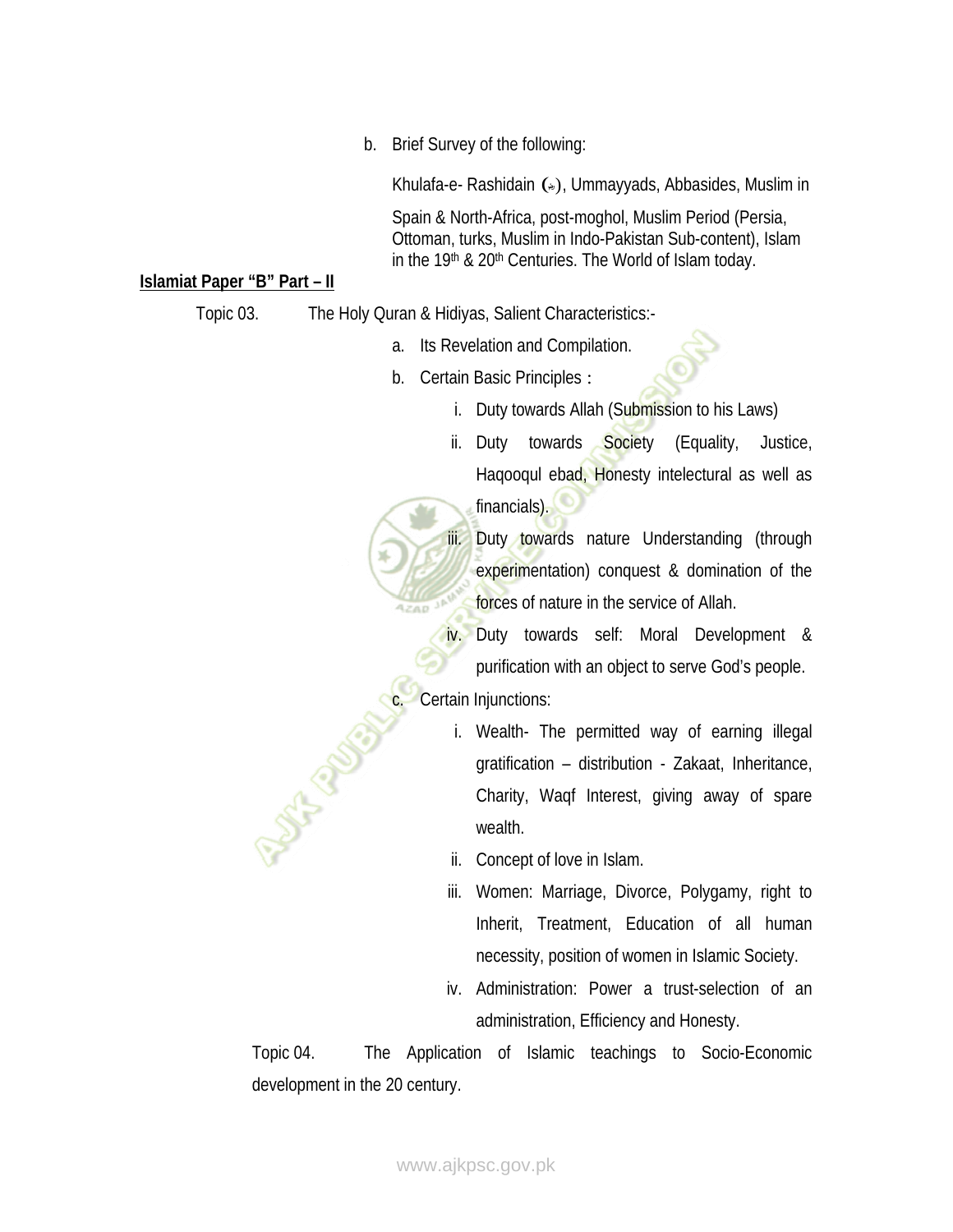b. Brief Survey of the following:

Khulafa-e- Rashidain (رض), Ummayyads, Abbasides, Muslim in Spain & North-Africa, post-moghol, Muslim Period (Persia, Ottoman, turks, Muslim in Indo-Pakistan Sub-content), Islam in the 19th & 20th Centuries. The World of Islam today.

**Islamiat Paper "B" Part – II**

Topic 03. The Holy Quran & Hidiyas, Salient Characteristics:-

a. Its Revelation and Compilation.
b. Certain Basic Principles :
   i. Duty towards Allah (Submission to his Laws)
   ii. Duty towards Society (Equality, Justice, Haqooqul ebad, Honesty intelectural as well as financials).
   iii. Duty towards nature Understanding (through experimentation) conquest & domination of the forces of nature in the service of Allah.
   iv. Duty towards self: Moral Development & purification with an object to serve God's people.
c. Certain Injunctions:
   i. Wealth- The permitted way of earning illegal gratification – distribution - Zakaat, Inheritance, Charity, Waqf Interest, giving away of spare wealth.
   ii. Concept of love in Islam.
   iii. Women: Marriage, Divorce, Polygamy, right to Inherit, Treatment, Education of all human necessity, position of women in Islamic Society.
   iv. Administration: Power a trust-selection of an administration, Efficiency and Honesty.

Topic 04. The Application of Islamic teachings to Socio-Economic development in the 20 century.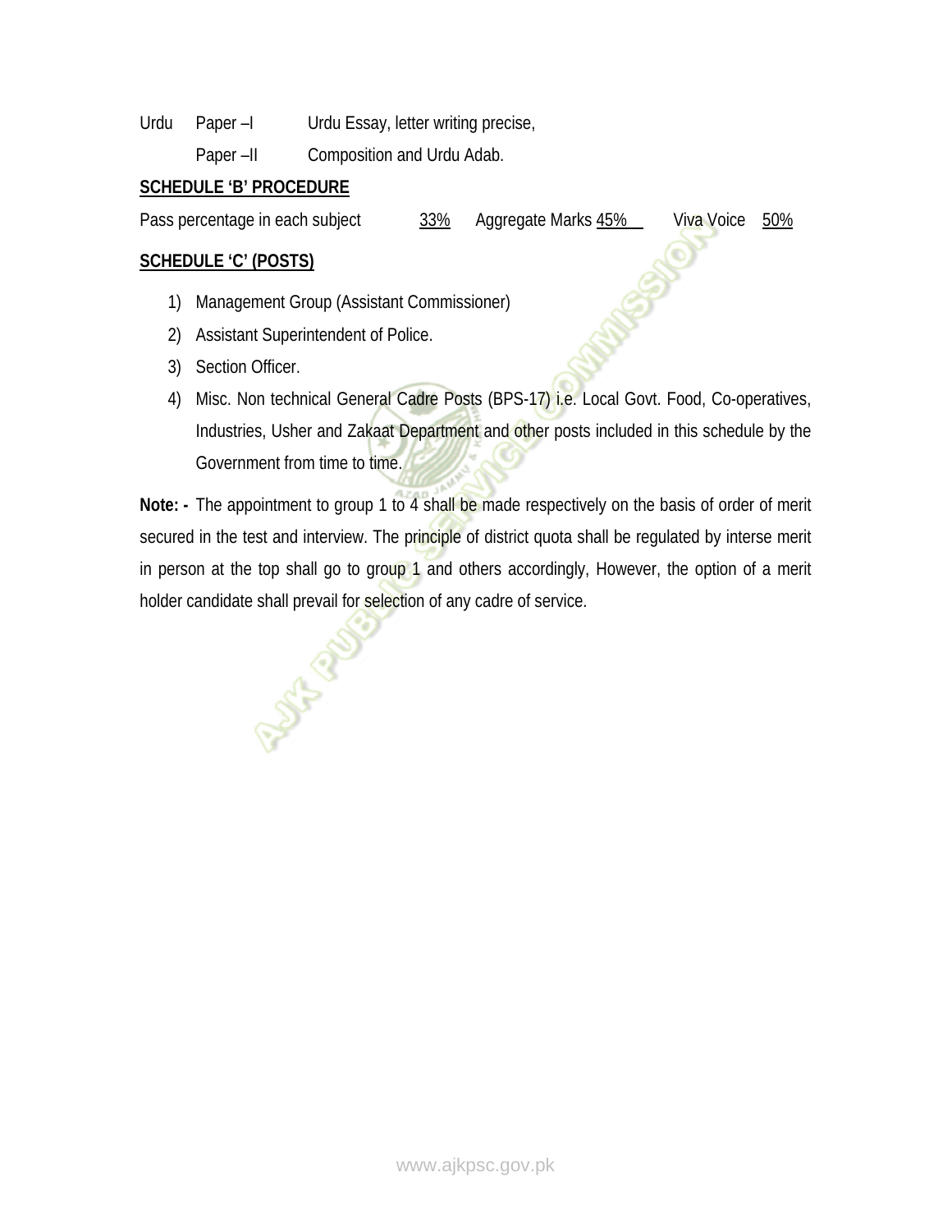Urdu Paper –I Urdu Essay, letter writing precise,

Paper –II Composition and Urdu Adab.

**SCHEDULE 'B' PROCEDURE**

Pass percentage in each subject 33% Aggregate Marks 45% Viva Voice 50%

**SCHEDULE 'C' (POSTS)**

1) Management Group (Assistant Commissioner)
2) Assistant Superintendent of Police.
3) Section Officer.
4) Misc. Non technical General Cadre Posts (BPS-17) i.e. Local Govt. Food, Co-operatives, Industries, Usher and Zakaat Department and other posts included in this schedule by the Government from time to time.

**Note: -** The appointment to group 1 to 4 shall be made respectively on the basis of order of merit secured in the test and interview. The principle of district quota shall be regulated by interse merit in person at the top shall go to group 1 and others accordingly, However, the option of a merit holder candidate shall prevail for selection of any cadre of service.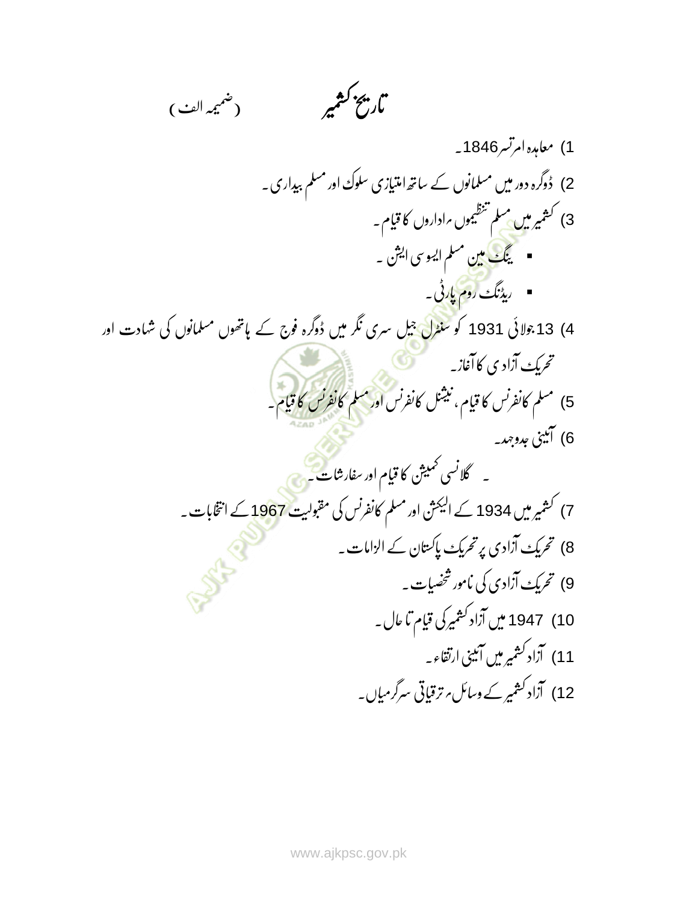# تاریخ کشمیر (ضمیمہ الف)

1) معاہدہ امرتسر 1846ء۔

2) ڈوگرہ دور میں مسلمانوں کے ساتھ امتیازی سلوک اور مسلم بیداری۔

3) کشمیر میں مسلم تنظیموں ، اداروں کا قیام۔

- ینگ مین مسلم ایسوسی ایشن۔
- ریڈنگ روم پارٹی۔

4) 13 جولائی 1931 کو سنٹرل جیل سری نگر میں ڈوگرہ فوج کے ہاتھوں مسلمانوں کی شہادت اور تحریک آزادی کا آغاز۔

5) مسلم کانفرنس کا قیام ، نیشنل کانفرنس اور مسلم کانفرنس کا قیام۔

6) آئینی جدوجہد۔

۔ گلانسی کمیشن کا قیام اور سفارشات۔

7) کشمیر میں 1934 کے الیکشن اور مسلم کانفرنس کی مقبولیت 1967 کے انتخابات۔

8) تحریک آزادی پر تحریک پاکستان کے الزامات۔

9) تحریک آزادی کی نامور شخصیات۔

10) 1947 میں آزاد کشمیر کی قیام تا حال۔

11) آزاد کشمیر میں آئینی ارتقاء۔

12) آزاد کشمیر کے وسائل ، ترقیاتی سرگرمیاں۔

www.ajkpsc.gov.pk